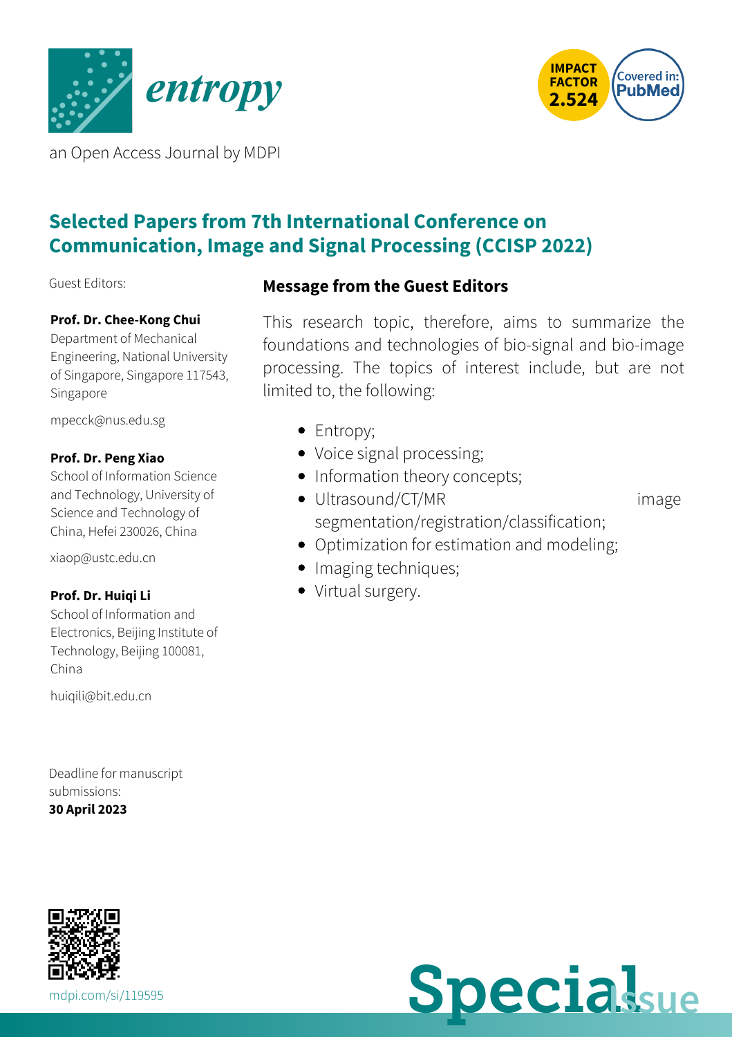entropy

an Open Access Journal by MDPI

IMPACT FACTOR 2.524

Covered in: PubMed

# Selected Papers from 7th International Conference on Communication, Image and Signal Processing (CCISP 2022)

Guest Editors:

**Prof. Dr. Chee-Kong Chui**
Department of Mechanical Engineering, National University of Singapore, Singapore 117543, Singapore

mpecck@nus.edu.sg

**Prof. Dr. Peng Xiao**
School of Information Science and Technology, University of Science and Technology of China, Hefei 230026, China

xiaop@ustc.edu.cn

**Prof. Dr. Huiqi Li**
School of Information and Electronics, Beijing Institute of Technology, Beijing 100081, China

huiqili@bit.edu.cn

Deadline for manuscript submissions:
**30 April 2023**

## Message from the Guest Editors

This research topic, therefore, aims to summarize the foundations and technologies of bio-signal and bio-image processing. The topics of interest include, but are not limited to, the following:

- Entropy;
- Voice signal processing;
- Information theory concepts;
- Ultrasound/CT/MR image segmentation/registration/classification;
- Optimization for estimation and modeling;
- Imaging techniques;
- Virtual surgery.

mdpi.com/si/119595

Special Issue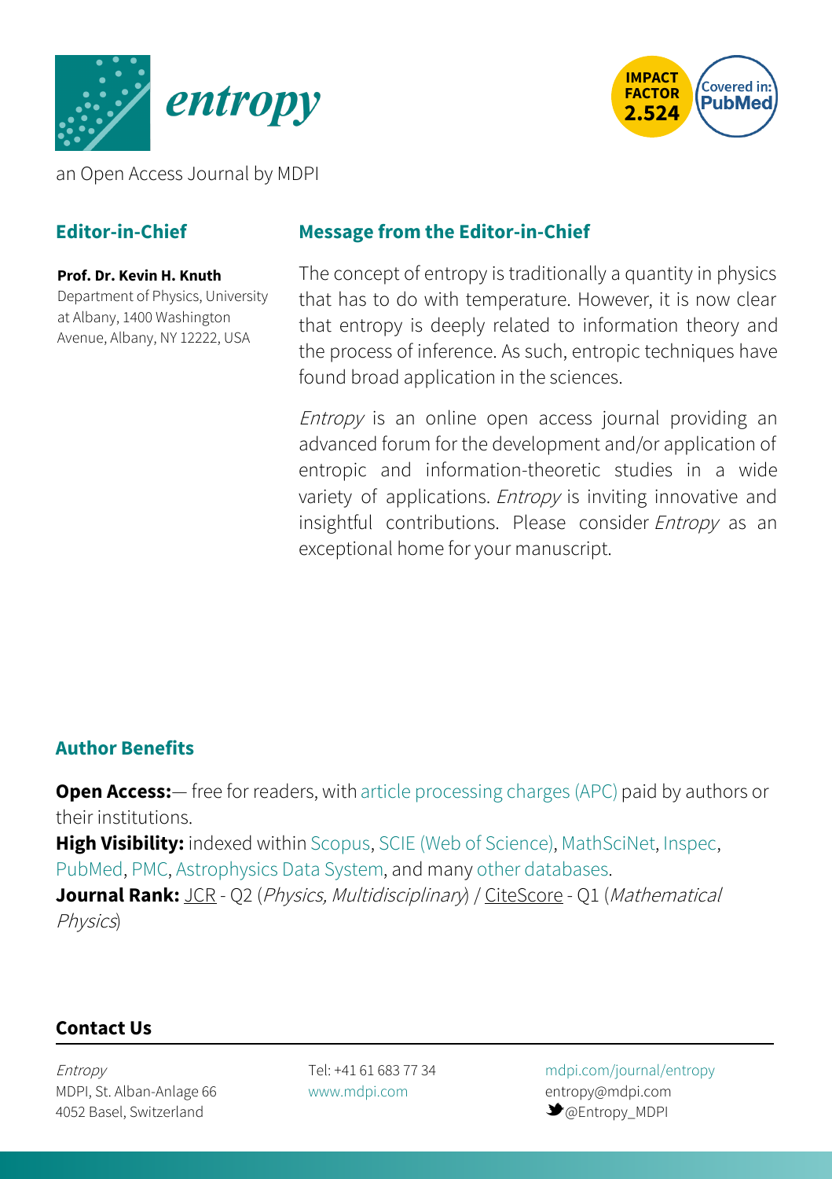# *entropy*

IMPACT FACTOR 2.524

Covered in: PubMed

an Open Access Journal by MDPI

## Editor-in-Chief

**Prof. Dr. Kevin H. Knuth**
Department of Physics, University at Albany, 1400 Washington Avenue, Albany, NY 12222, USA

## Message from the Editor-in-Chief

The concept of entropy is traditionally a quantity in physics that has to do with temperature. However, it is now clear that entropy is deeply related to information theory and the process of inference. As such, entropic techniques have found broad application in the sciences.

*Entropy* is an online open access journal providing an advanced forum for the development and/or application of entropic and information-theoretic studies in a wide variety of applications. *Entropy* is inviting innovative and insightful contributions. Please consider *Entropy* as an exceptional home for your manuscript.

## Author Benefits

**Open Access:**— free for readers, with article processing charges (APC) paid by authors or their institutions.
**High Visibility:** indexed within Scopus, SCIE (Web of Science), MathSciNet, Inspec, PubMed, PMC, Astrophysics Data System, and many other databases.
**Journal Rank:** JCR - Q2 (*Physics, Multidisciplinary*) / CiteScore - Q1 (*Mathematical Physics*)

## Contact Us

*Entropy*
MDPI, St. Alban-Anlage 66
4052 Basel, Switzerland

Tel: +41 61 683 77 34
www.mdpi.com

mdpi.com/journal/entropy
entropy@mdpi.com
@Entropy_MDPI